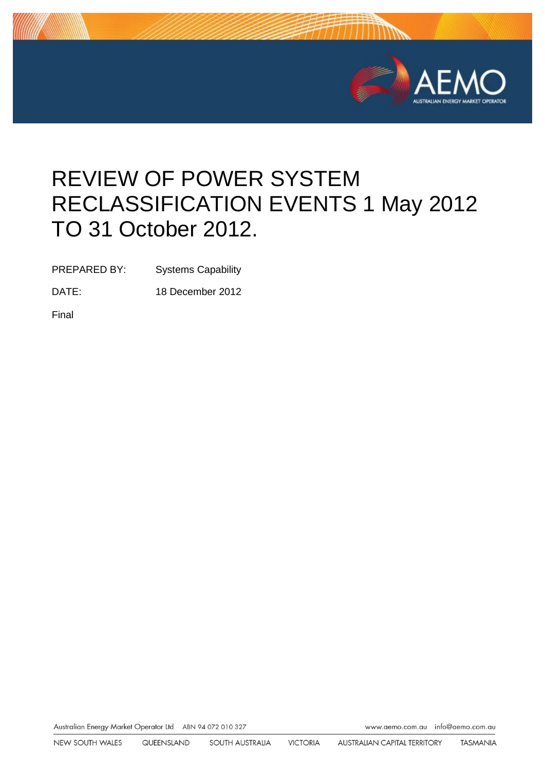# REVIEW OF POWER SYSTEM RECLASSIFICATION EVENTS 1 May 2012 TO 31 October 2012.

PREPARED BY: Systems Capability

DATE: 18 December 2012

Final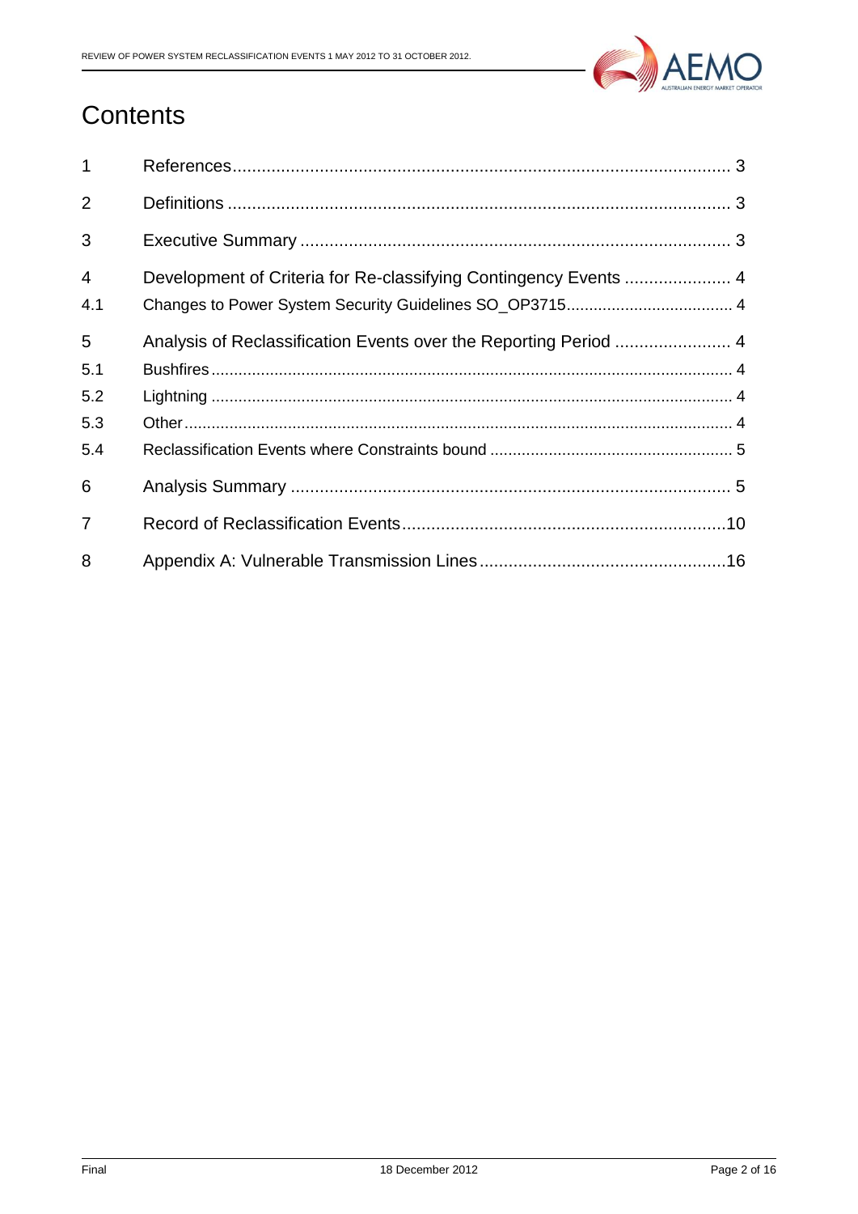# Contents

| | | |
|---|---|---|
| 1 | References | 3 |
| 2 | Definitions | 3 |
| 3 | Executive Summary | 3 |
| 4 | Development of Criteria for Re-classifying Contingency Events | 4 |
| 4.1 | Changes to Power System Security Guidelines SO_OP3715 | 4 |
| 5 | Analysis of Reclassification Events over the Reporting Period | 4 |
| 5.1 | Bushfires | 4 |
| 5.2 | Lightning | 4 |
| 5.3 | Other | 4 |
| 5.4 | Reclassification Events where Constraints bound | 5 |
| 6 | Analysis Summary | 5 |
| 7 | Record of Reclassification Events | 10 |
| 8 | Appendix A: Vulnerable Transmission Lines | 16 |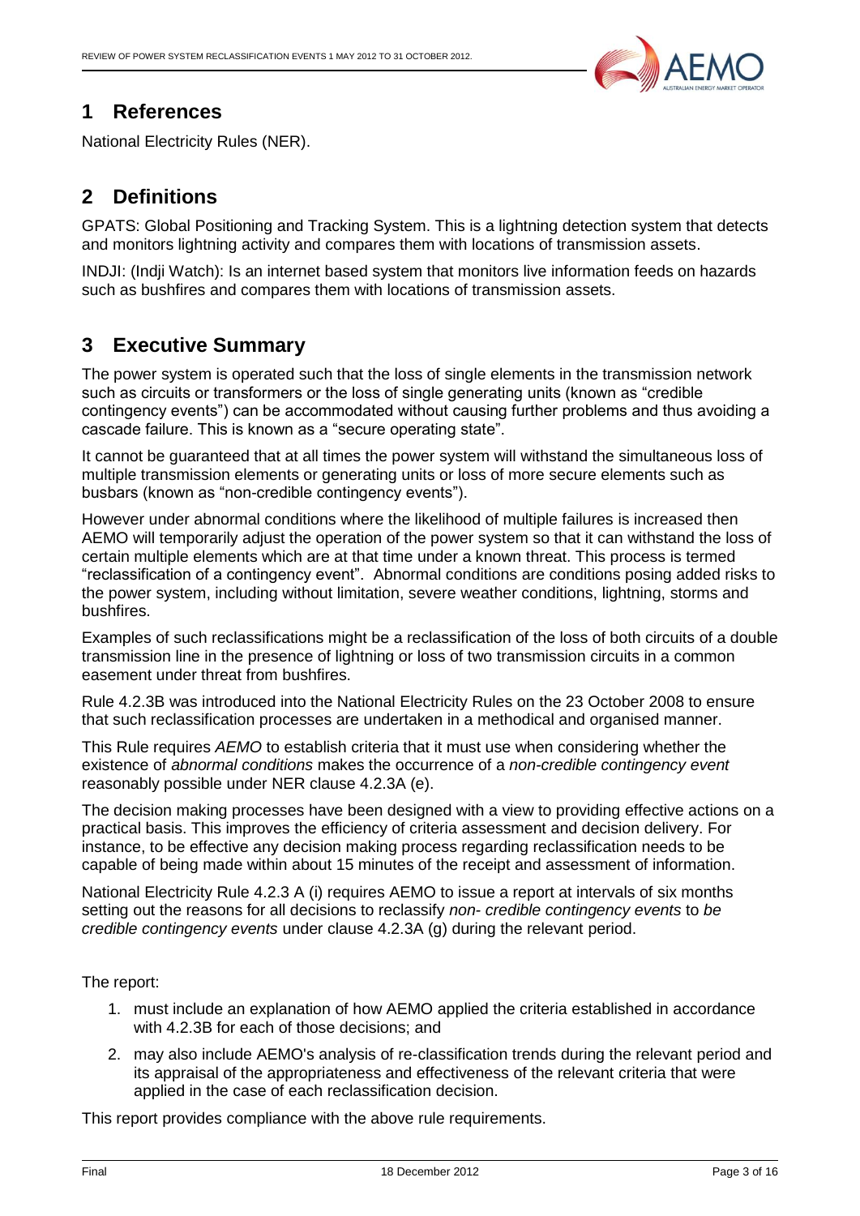## 1 References

National Electricity Rules (NER).

## 2 Definitions

GPATS: Global Positioning and Tracking System. This is a lightning detection system that detects and monitors lightning activity and compares them with locations of transmission assets.

INDJI: (Indji Watch): Is an internet based system that monitors live information feeds on hazards such as bushfires and compares them with locations of transmission assets.

## 3 Executive Summary

The power system is operated such that the loss of single elements in the transmission network such as circuits or transformers or the loss of single generating units (known as "credible contingency events") can be accommodated without causing further problems and thus avoiding a cascade failure. This is known as a "secure operating state".

It cannot be guaranteed that at all times the power system will withstand the simultaneous loss of multiple transmission elements or generating units or loss of more secure elements such as busbars (known as "non-credible contingency events").

However under abnormal conditions where the likelihood of multiple failures is increased then AEMO will temporarily adjust the operation of the power system so that it can withstand the loss of certain multiple elements which are at that time under a known threat. This process is termed "reclassification of a contingency event". Abnormal conditions are conditions posing added risks to the power system, including without limitation, severe weather conditions, lightning, storms and bushfires.

Examples of such reclassifications might be a reclassification of the loss of both circuits of a double transmission line in the presence of lightning or loss of two transmission circuits in a common easement under threat from bushfires.

Rule 4.2.3B was introduced into the National Electricity Rules on the 23 October 2008 to ensure that such reclassification processes are undertaken in a methodical and organised manner.

This Rule requires *AEMO* to establish criteria that it must use when considering whether the existence of *abnormal conditions* makes the occurrence of a *non-credible contingency event* reasonably possible under NER clause 4.2.3A (e).

The decision making processes have been designed with a view to providing effective actions on a practical basis. This improves the efficiency of criteria assessment and decision delivery. For instance, to be effective any decision making process regarding reclassification needs to be capable of being made within about 15 minutes of the receipt and assessment of information.

National Electricity Rule 4.2.3 A (i) requires AEMO to issue a report at intervals of six months setting out the reasons for all decisions to reclassify *non- credible contingency events* to *be credible contingency events* under clause 4.2.3A (g) during the relevant period.

The report:

1. must include an explanation of how AEMO applied the criteria established in accordance with 4.2.3B for each of those decisions; and
2. may also include AEMO's analysis of re-classification trends during the relevant period and its appraisal of the appropriateness and effectiveness of the relevant criteria that were applied in the case of each reclassification decision.

This report provides compliance with the above rule requirements.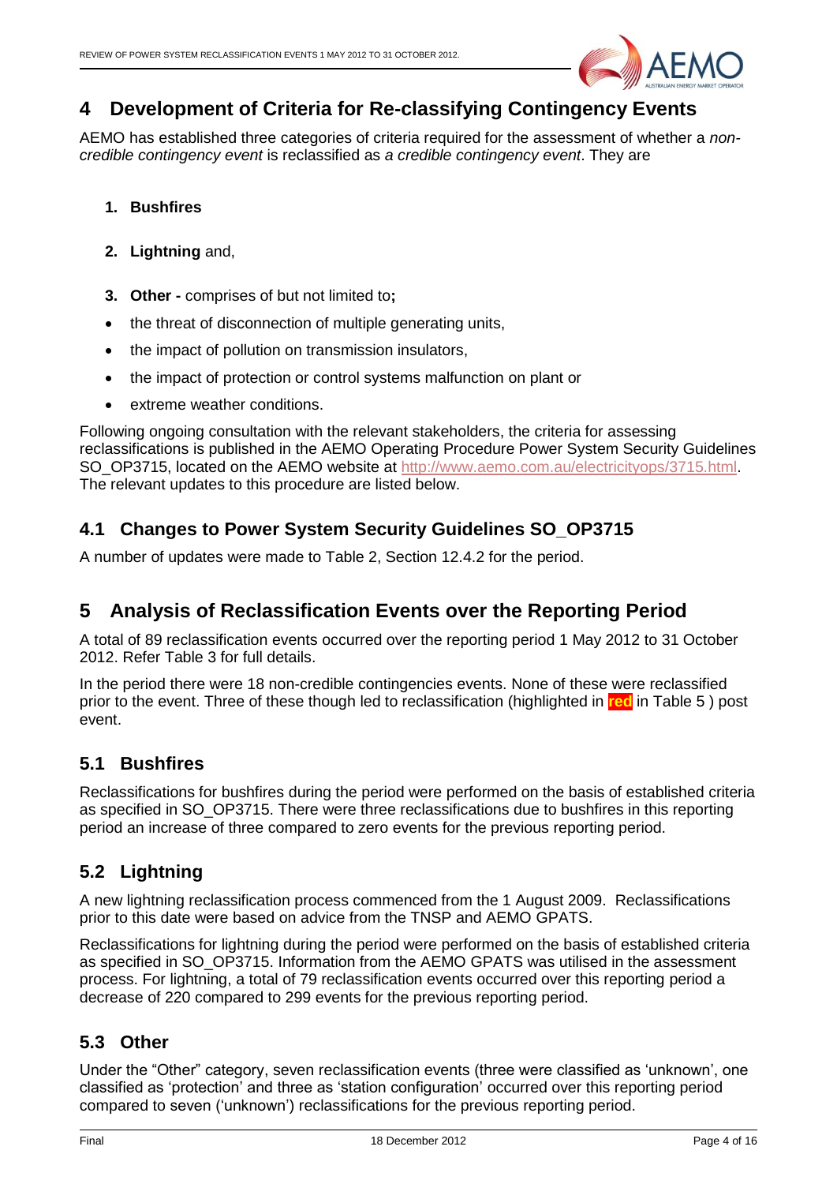# 4 Development of Criteria for Re-classifying Contingency Events

AEMO has established three categories of criteria required for the assessment of whether a *non-credible contingency event* is reclassified as *a credible contingency event*. They are

1. **Bushfires**

2. **Lightning** and,

3. **Other -** comprises of but not limited to**;**

- the threat of disconnection of multiple generating units,
- the impact of pollution on transmission insulators,
- the impact of protection or control systems malfunction on plant or
- extreme weather conditions.

Following ongoing consultation with the relevant stakeholders, the criteria for assessing reclassifications is published in the AEMO Operating Procedure Power System Security Guidelines SO_OP3715, located on the AEMO website at http://www.aemo.com.au/electricityops/3715.html. The relevant updates to this procedure are listed below.

## 4.1 Changes to Power System Security Guidelines SO_OP3715

A number of updates were made to Table 2, Section 12.4.2 for the period.

# 5 Analysis of Reclassification Events over the Reporting Period

A total of 89 reclassification events occurred over the reporting period 1 May 2012 to 31 October 2012. Refer Table 3 for full details.

In the period there were 18 non-credible contingencies events. None of these were reclassified prior to the event. Three of these though led to reclassification (highlighted in **red** in Table 5 ) post event.

## 5.1 Bushfires

Reclassifications for bushfires during the period were performed on the basis of established criteria as specified in SO_OP3715. There were three reclassifications due to bushfires in this reporting period an increase of three compared to zero events for the previous reporting period.

## 5.2 Lightning

A new lightning reclassification process commenced from the 1 August 2009. Reclassifications prior to this date were based on advice from the TNSP and AEMO GPATS.

Reclassifications for lightning during the period were performed on the basis of established criteria as specified in SO_OP3715. Information from the AEMO GPATS was utilised in the assessment process. For lightning, a total of 79 reclassification events occurred over this reporting period a decrease of 220 compared to 299 events for the previous reporting period.

## 5.3 Other

Under the "Other" category, seven reclassification events (three were classified as 'unknown', one classified as 'protection' and three as 'station configuration' occurred over this reporting period compared to seven ('unknown') reclassifications for the previous reporting period.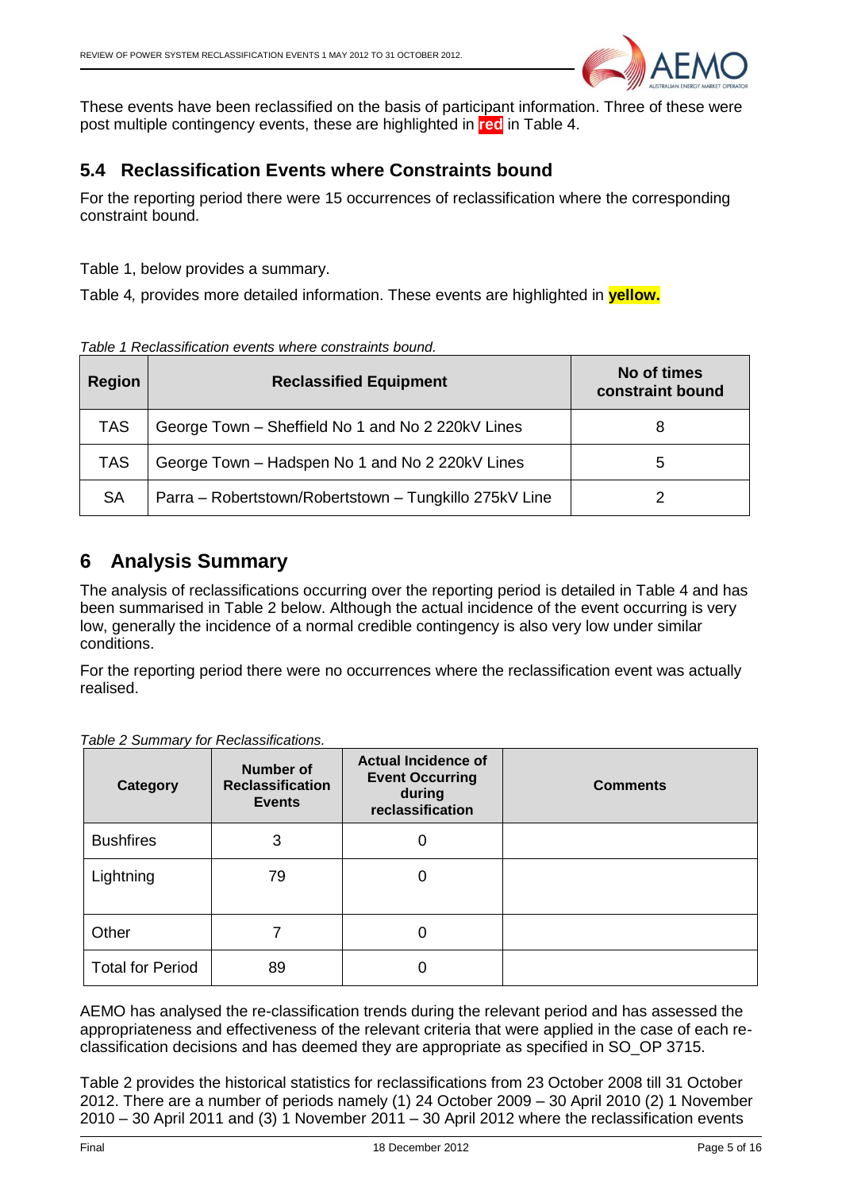These events have been reclassified on the basis of participant information. Three of these were post multiple contingency events, these are highlighted in **red** in Table 4.

## 5.4 Reclassification Events where Constraints bound

For the reporting period there were 15 occurrences of reclassification where the corresponding constraint bound.

Table 1, below provides a summary.

Table 4*,* provides more detailed information. These events are highlighted in **yellow.**

*Table 1 Reclassification events where constraints bound.*

| Region | Reclassified Equipment | No of times constraint bound |
|---|---|---|
| TAS | George Town – Sheffield No 1 and No 2 220kV Lines | 8 |
| TAS | George Town – Hadspen No 1 and No 2 220kV Lines | 5 |
| SA | Parra – Robertstown/Robertstown – Tungkillo 275kV Line | 2 |

# 6 Analysis Summary

The analysis of reclassifications occurring over the reporting period is detailed in Table 4 and has been summarised in Table 2 below. Although the actual incidence of the event occurring is very low, generally the incidence of a normal credible contingency is also very low under similar conditions.

For the reporting period there were no occurrences where the reclassification event was actually realised.

*Table 2 Summary for Reclassifications.*

| Category | Number of Reclassification Events | Actual Incidence of Event Occurring during reclassification | Comments |
|---|---|---|---|
| Bushfires | 3 | 0 | |
| Lightning | 79 | 0 | |
| Other | 7 | 0 | |
| Total for Period | 89 | 0 | |

AEMO has analysed the re-classification trends during the relevant period and has assessed the appropriateness and effectiveness of the relevant criteria that were applied in the case of each re-classification decisions and has deemed they are appropriate as specified in SO_OP 3715.

Table 2 provides the historical statistics for reclassifications from 23 October 2008 till 31 October 2012. There are a number of periods namely (1) 24 October 2009 – 30 April 2010 (2) 1 November 2010 – 30 April 2011 and (3) 1 November 2011 – 30 April 2012 where the reclassification events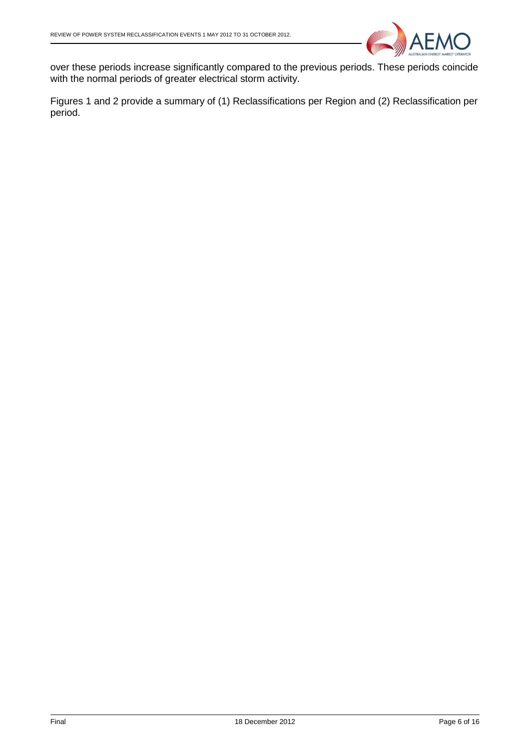over these periods increase significantly compared to the previous periods. These periods coincide with the normal periods of greater electrical storm activity.

Figures 1 and 2 provide a summary of (1) Reclassifications per Region and (2) Reclassification per period.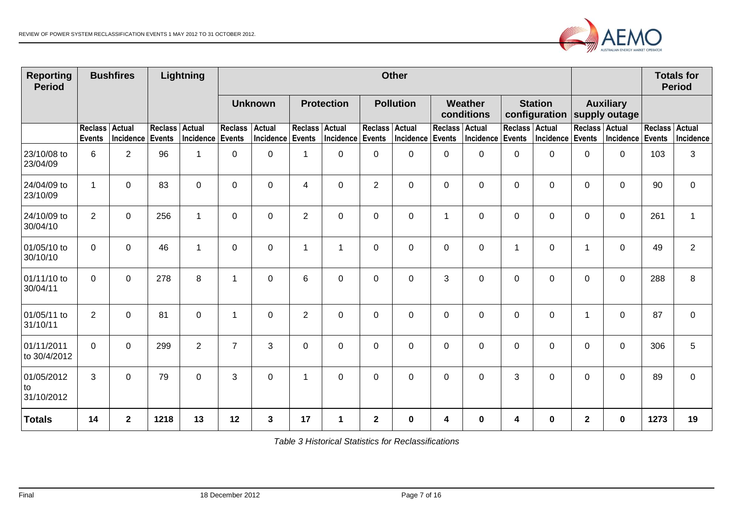| Reporting Period | Bushfires | | Lightning | | Other | | | | | | | | | | | | | | Totals for Period | |
|---|---|---|---|---|---|---|---|---|---|---|---|---|---|---|---|---|---|---|---|---|
| | | | | | Unknown | | Protection | | Pollution | | Weather conditions | | Station configuration | | Auxiliary supply outage | | | | | |
| | Reclass Events | Actual Incidence | Reclass Events | Actual Incidence | Reclass Events | Actual Incidence | Reclass Events | Actual Incidence | Reclass Events | Actual Incidence | Reclass Events | Actual Incidence | Reclass Events | Actual Incidence | Reclass Events | Actual Incidence | | | Reclass Events | Actual Incidence |
| 23/10/08 to 23/04/09 | 6 | 2 | 96 | 1 | 0 | 0 | 1 | 0 | 0 | 0 | 0 | 0 | 0 | 0 | 0 | 0 | | | 103 | 3 |
| 24/04/09 to 23/10/09 | 1 | 0 | 83 | 0 | 0 | 0 | 4 | 0 | 2 | 0 | 0 | 0 | 0 | 0 | 0 | 0 | | | 90 | 0 |
| 24/10/09 to 30/04/10 | 2 | 0 | 256 | 1 | 0 | 0 | 2 | 0 | 0 | 0 | 1 | 0 | 0 | 0 | 0 | 0 | | | 261 | 1 |
| 01/05/10 to 30/10/10 | 0 | 0 | 46 | 1 | 0 | 0 | 1 | 1 | 0 | 0 | 0 | 0 | 1 | 0 | 1 | 0 | | | 49 | 2 |
| 01/11/10 to 30/04/11 | 0 | 0 | 278 | 8 | 1 | 0 | 6 | 0 | 0 | 0 | 3 | 0 | 0 | 0 | 0 | 0 | | | 288 | 8 |
| 01/05/11 to 31/10/11 | 2 | 0 | 81 | 0 | 1 | 0 | 2 | 0 | 0 | 0 | 0 | 0 | 0 | 0 | 1 | 0 | | | 87 | 0 |
| 01/11/2011 to 30/4/2012 | 0 | 0 | 299 | 2 | 7 | 3 | 0 | 0 | 0 | 0 | 0 | 0 | 0 | 0 | 0 | 0 | | | 306 | 5 |
| 01/05/2012 to 31/10/2012 | 3 | 0 | 79 | 0 | 3 | 0 | 1 | 0 | 0 | 0 | 0 | 0 | 3 | 0 | 0 | 0 | | | 89 | 0 |
| **Totals** | **14** | **2** | **1218** | **13** | **12** | **3** | **17** | **1** | **2** | **0** | **4** | **0** | **4** | **0** | **2** | **0** | | | **1273** | **19** |

*Table 3 Historical Statistics for Reclassifications*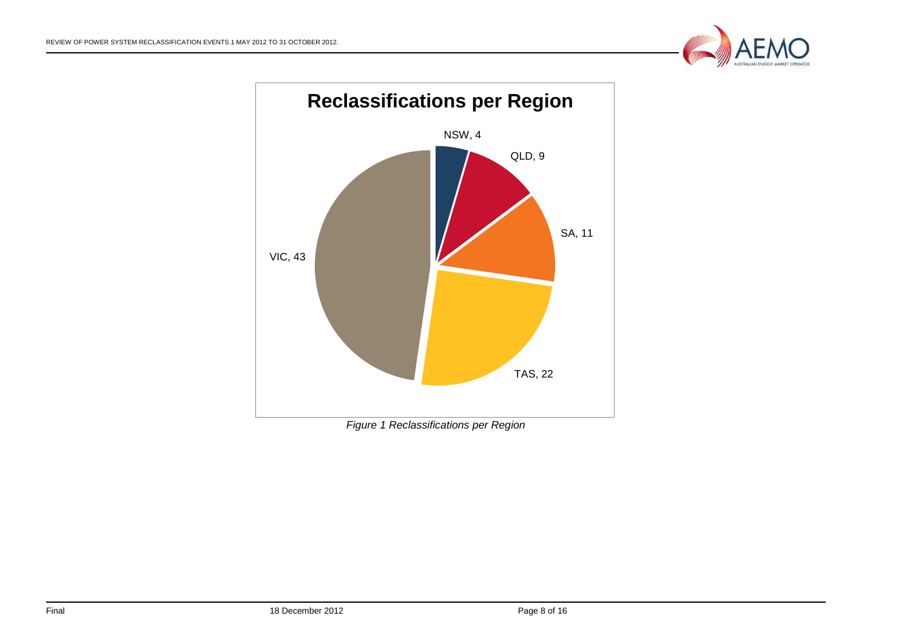**Reclassifications per Region**

| Region | Reclassifications |
|---|---|
| NSW | 4 |
| QLD | 9 |
| SA | 11 |
| TAS | 22 |
| VIC | 43 |

*Figure 1 Reclassifications per Region*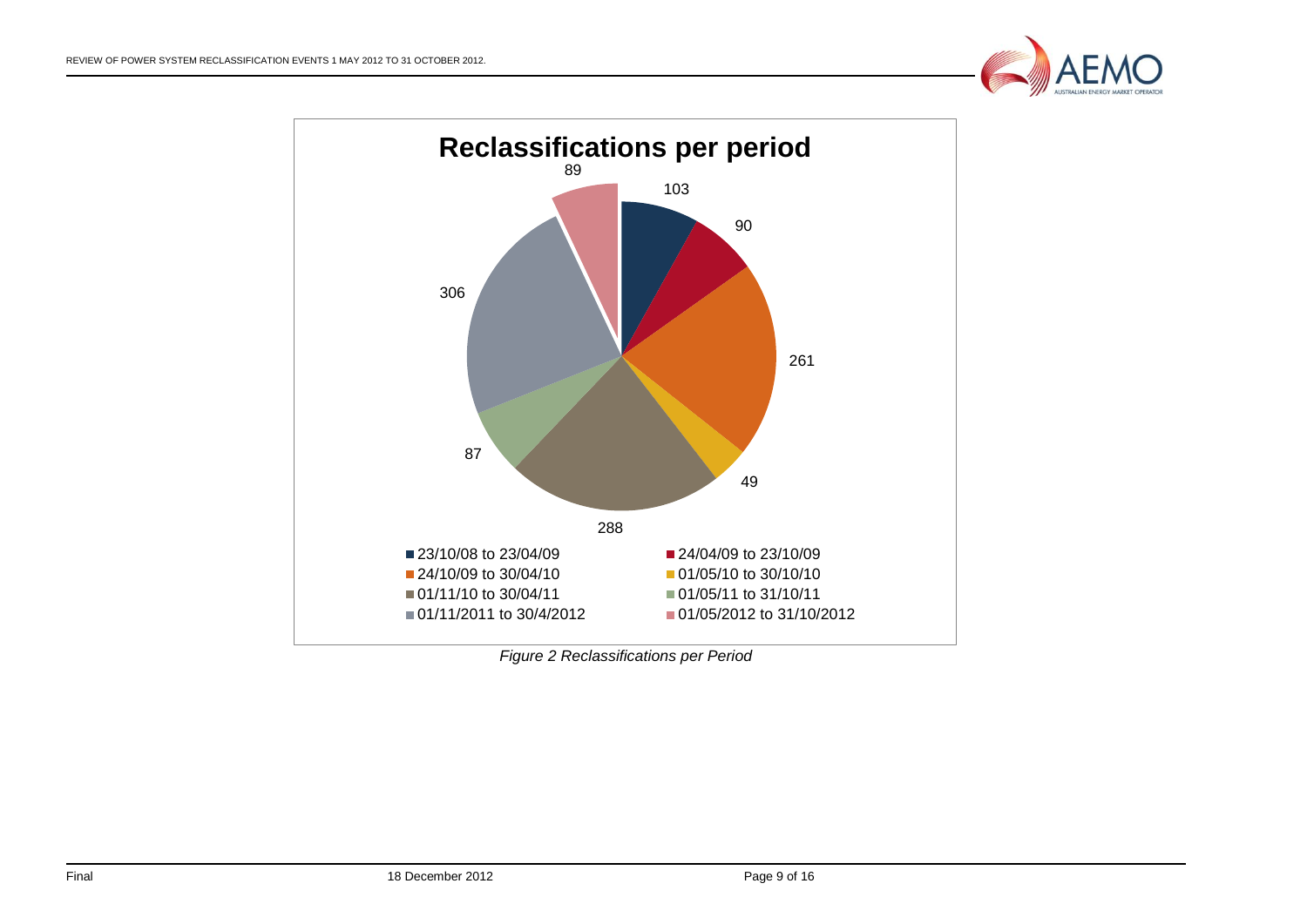**Reclassifications per period**

| Period | Reclassifications |
|---|---|
| 23/10/08 to 23/04/09 | 103 |
| 24/04/09 to 23/10/09 | 90 |
| 24/10/09 to 30/04/10 | 261 |
| 01/05/10 to 30/10/10 | 49 |
| 01/11/10 to 30/04/11 | 288 |
| 01/05/11 to 31/10/11 | 87 |
| 01/11/2011 to 30/4/2012 | 306 |
| 01/05/2012 to 31/10/2012 | 89 |

*Figure 2 Reclassifications per Period*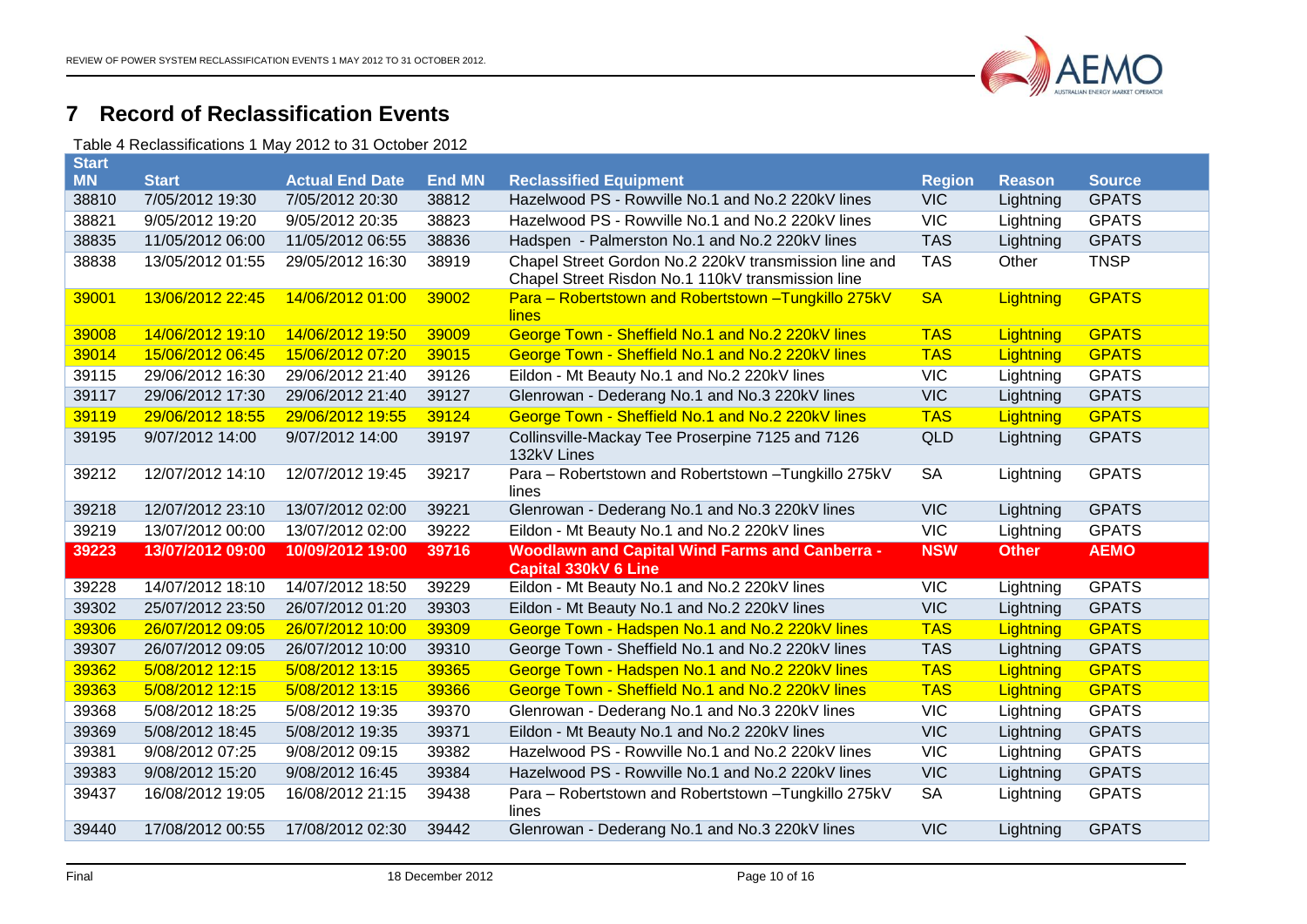# 7 Record of Reclassification Events

Table 4 Reclassifications 1 May 2012 to 31 October 2012

| Start MN | Start | Actual End Date | End MN | Reclassified Equipment | Region | Reason | Source |
|---|---|---|---|---|---|---|---|
| 38810 | 7/05/2012 19:30 | 7/05/2012 20:30 | 38812 | Hazelwood PS - Rowville No.1 and No.2 220kV lines | VIC | Lightning | GPATS |
| 38821 | 9/05/2012 19:20 | 9/05/2012 20:35 | 38823 | Hazelwood PS - Rowville No.1 and No.2 220kV lines | VIC | Lightning | GPATS |
| 38835 | 11/05/2012 06:00 | 11/05/2012 06:55 | 38836 | Hadspen - Palmerston No.1 and No.2 220kV lines | TAS | Lightning | GPATS |
| 38838 | 13/05/2012 01:55 | 29/05/2012 16:30 | 38919 | Chapel Street Gordon No.2 220kV transmission line and Chapel Street Risdon No.1 110kV transmission line | TAS | Other | TNSP |
| 39001 | 13/06/2012 22:45 | 14/06/2012 01:00 | 39002 | Para – Robertstown and Robertstown –Tungkillo 275kV lines | SA | Lightning | GPATS |
| 39008 | 14/06/2012 19:10 | 14/06/2012 19:50 | 39009 | George Town - Sheffield No.1 and No.2 220kV lines | TAS | Lightning | GPATS |
| 39014 | 15/06/2012 06:45 | 15/06/2012 07:20 | 39015 | George Town - Sheffield No.1 and No.2 220kV lines | TAS | Lightning | GPATS |
| 39115 | 29/06/2012 16:30 | 29/06/2012 21:40 | 39126 | Eildon - Mt Beauty No.1 and No.2 220kV lines | VIC | Lightning | GPATS |
| 39117 | 29/06/2012 17:30 | 29/06/2012 21:40 | 39127 | Glenrowan - Dederang No.1 and No.3 220kV lines | VIC | Lightning | GPATS |
| 39119 | 29/06/2012 18:55 | 29/06/2012 19:55 | 39124 | George Town - Sheffield No.1 and No.2 220kV lines | TAS | Lightning | GPATS |
| 39195 | 9/07/2012 14:00 | 9/07/2012 14:00 | 39197 | Collinsville-Mackay Tee Proserpine 7125 and 7126 132kV Lines | QLD | Lightning | GPATS |
| 39212 | 12/07/2012 14:10 | 12/07/2012 19:45 | 39217 | Para – Robertstown and Robertstown –Tungkillo 275kV lines | SA | Lightning | GPATS |
| 39218 | 12/07/2012 23:10 | 13/07/2012 02:00 | 39221 | Glenrowan - Dederang No.1 and No.3 220kV lines | VIC | Lightning | GPATS |
| 39219 | 13/07/2012 00:00 | 13/07/2012 02:00 | 39222 | Eildon - Mt Beauty No.1 and No.2 220kV lines | VIC | Lightning | GPATS |
| **39223** | **13/07/2012 09:00** | **10/09/2012 19:00** | **39716** | **Woodlawn and Capital Wind Farms and Canberra - Capital 330kV 6 Line** | **NSW** | **Other** | **AEMO** |
| 39228 | 14/07/2012 18:10 | 14/07/2012 18:50 | 39229 | Eildon - Mt Beauty No.1 and No.2 220kV lines | VIC | Lightning | GPATS |
| 39302 | 25/07/2012 23:50 | 26/07/2012 01:20 | 39303 | Eildon - Mt Beauty No.1 and No.2 220kV lines | VIC | Lightning | GPATS |
| 39306 | 26/07/2012 09:05 | 26/07/2012 10:00 | 39309 | George Town - Hadspen No.1 and No.2 220kV lines | TAS | Lightning | GPATS |
| 39307 | 26/07/2012 09:05 | 26/07/2012 10:00 | 39310 | George Town - Sheffield No.1 and No.2 220kV lines | TAS | Lightning | GPATS |
| 39362 | 5/08/2012 12:15 | 5/08/2012 13:15 | 39365 | George Town - Hadspen No.1 and No.2 220kV lines | TAS | Lightning | GPATS |
| 39363 | 5/08/2012 12:15 | 5/08/2012 13:15 | 39366 | George Town - Sheffield No.1 and No.2 220kV lines | TAS | Lightning | GPATS |
| 39368 | 5/08/2012 18:25 | 5/08/2012 19:35 | 39370 | Glenrowan - Dederang No.1 and No.3 220kV lines | VIC | Lightning | GPATS |
| 39369 | 5/08/2012 18:45 | 5/08/2012 19:35 | 39371 | Eildon - Mt Beauty No.1 and No.2 220kV lines | VIC | Lightning | GPATS |
| 39381 | 9/08/2012 07:25 | 9/08/2012 09:15 | 39382 | Hazelwood PS - Rowville No.1 and No.2 220kV lines | VIC | Lightning | GPATS |
| 39383 | 9/08/2012 15:20 | 9/08/2012 16:45 | 39384 | Hazelwood PS - Rowville No.1 and No.2 220kV lines | VIC | Lightning | GPATS |
| 39437 | 16/08/2012 19:05 | 16/08/2012 21:15 | 39438 | Para – Robertstown and Robertstown –Tungkillo 275kV lines | SA | Lightning | GPATS |
| 39440 | 17/08/2012 00:55 | 17/08/2012 02:30 | 39442 | Glenrowan - Dederang No.1 and No.3 220kV lines | VIC | Lightning | GPATS |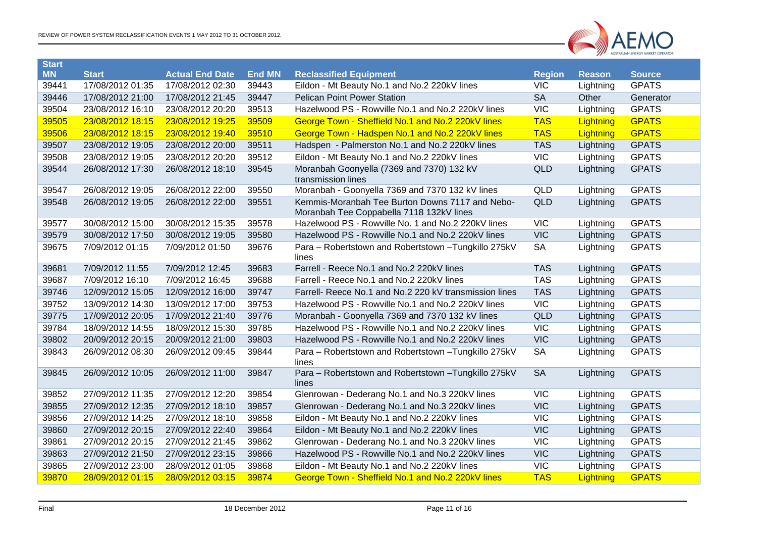| Start MN | Start | Actual End Date | End MN | Reclassified Equipment | Region | Reason | Source |
|---|---|---|---|---|---|---|---|
| 39441 | 17/08/2012 01:35 | 17/08/2012 02:30 | 39443 | Eildon - Mt Beauty No.1 and No.2 220kV lines | VIC | Lightning | GPATS |
| 39446 | 17/08/2012 21:00 | 17/08/2012 21:45 | 39447 | Pelican Point Power Station | SA | Other | Generator |
| 39504 | 23/08/2012 16:10 | 23/08/2012 20:20 | 39513 | Hazelwood PS - Rowville No.1 and No.2 220kV lines | VIC | Lightning | GPATS |
| 39505 | 23/08/2012 18:15 | 23/08/2012 19:25 | 39509 | George Town - Sheffield No.1 and No.2 220kV lines | TAS | Lightning | GPATS |
| 39506 | 23/08/2012 18:15 | 23/08/2012 19:40 | 39510 | George Town - Hadspen No.1 and No.2 220kV lines | TAS | Lightning | GPATS |
| 39507 | 23/08/2012 19:05 | 23/08/2012 20:00 | 39511 | Hadspen - Palmerston No.1 and No.2 220kV lines | TAS | Lightning | GPATS |
| 39508 | 23/08/2012 19:05 | 23/08/2012 20:20 | 39512 | Eildon - Mt Beauty No.1 and No.2 220kV lines | VIC | Lightning | GPATS |
| 39544 | 26/08/2012 17:30 | 26/08/2012 18:10 | 39545 | Moranbah Goonyella (7369 and 7370) 132 kV transmission lines | QLD | Lightning | GPATS |
| 39547 | 26/08/2012 19:05 | 26/08/2012 22:00 | 39550 | Moranbah - Goonyella 7369 and 7370 132 kV lines | QLD | Lightning | GPATS |
| 39548 | 26/08/2012 19:05 | 26/08/2012 22:00 | 39551 | Kemmis-Moranbah Tee Burton Downs 7117 and Nebo-Moranbah Tee Coppabella 7118 132kV lines | QLD | Lightning | GPATS |
| 39577 | 30/08/2012 15:00 | 30/08/2012 15:35 | 39578 | Hazelwood PS - Rowville No. 1 and No.2 220kV lines | VIC | Lightning | GPATS |
| 39579 | 30/08/2012 17:50 | 30/08/2012 19:05 | 39580 | Hazelwood PS - Rowville No.1 and No.2 220kV lines | VIC | Lightning | GPATS |
| 39675 | 7/09/2012 01:15 | 7/09/2012 01:50 | 39676 | Para – Robertstown and Robertstown –Tungkillo 275kV lines | SA | Lightning | GPATS |
| 39681 | 7/09/2012 11:55 | 7/09/2012 12:45 | 39683 | Farrell - Reece No.1 and No.2 220kV lines | TAS | Lightning | GPATS |
| 39687 | 7/09/2012 16:10 | 7/09/2012 16:45 | 39688 | Farrell - Reece No.1 and No.2 220kV lines | TAS | Lightning | GPATS |
| 39746 | 12/09/2012 15:05 | 12/09/2012 16:00 | 39747 | Farrell- Reece No.1 and No.2 220 kV transmission lines | TAS | Lightning | GPATS |
| 39752 | 13/09/2012 14:30 | 13/09/2012 17:00 | 39753 | Hazelwood PS - Rowville No.1 and No.2 220kV lines | VIC | Lightning | GPATS |
| 39775 | 17/09/2012 20:05 | 17/09/2012 21:40 | 39776 | Moranbah - Goonyella 7369 and 7370 132 kV lines | QLD | Lightning | GPATS |
| 39784 | 18/09/2012 14:55 | 18/09/2012 15:30 | 39785 | Hazelwood PS - Rowville No.1 and No.2 220kV lines | VIC | Lightning | GPATS |
| 39802 | 20/09/2012 20:15 | 20/09/2012 21:00 | 39803 | Hazelwood PS - Rowville No.1 and No.2 220kV lines | VIC | Lightning | GPATS |
| 39843 | 26/09/2012 08:30 | 26/09/2012 09:45 | 39844 | Para – Robertstown and Robertstown –Tungkillo 275kV lines | SA | Lightning | GPATS |
| 39845 | 26/09/2012 10:05 | 26/09/2012 11:00 | 39847 | Para – Robertstown and Robertstown –Tungkillo 275kV lines | SA | Lightning | GPATS |
| 39852 | 27/09/2012 11:35 | 27/09/2012 12:20 | 39854 | Glenrowan - Dederang No.1 and No.3 220kV lines | VIC | Lightning | GPATS |
| 39855 | 27/09/2012 12:35 | 27/09/2012 18:10 | 39857 | Glenrowan - Dederang No.1 and No.3 220kV lines | VIC | Lightning | GPATS |
| 39856 | 27/09/2012 14:25 | 27/09/2012 18:10 | 39858 | Eildon - Mt Beauty No.1 and No.2 220kV lines | VIC | Lightning | GPATS |
| 39860 | 27/09/2012 20:15 | 27/09/2012 22:40 | 39864 | Eildon - Mt Beauty No.1 and No.2 220kV lines | VIC | Lightning | GPATS |
| 39861 | 27/09/2012 20:15 | 27/09/2012 21:45 | 39862 | Glenrowan - Dederang No.1 and No.3 220kV lines | VIC | Lightning | GPATS |
| 39863 | 27/09/2012 21:50 | 27/09/2012 23:15 | 39866 | Hazelwood PS - Rowville No.1 and No.2 220kV lines | VIC | Lightning | GPATS |
| 39865 | 27/09/2012 23:00 | 28/09/2012 01:05 | 39868 | Eildon - Mt Beauty No.1 and No.2 220kV lines | VIC | Lightning | GPATS |
| 39870 | 28/09/2012 01:15 | 28/09/2012 03:15 | 39874 | George Town - Sheffield No.1 and No.2 220kV lines | TAS | Lightning | GPATS |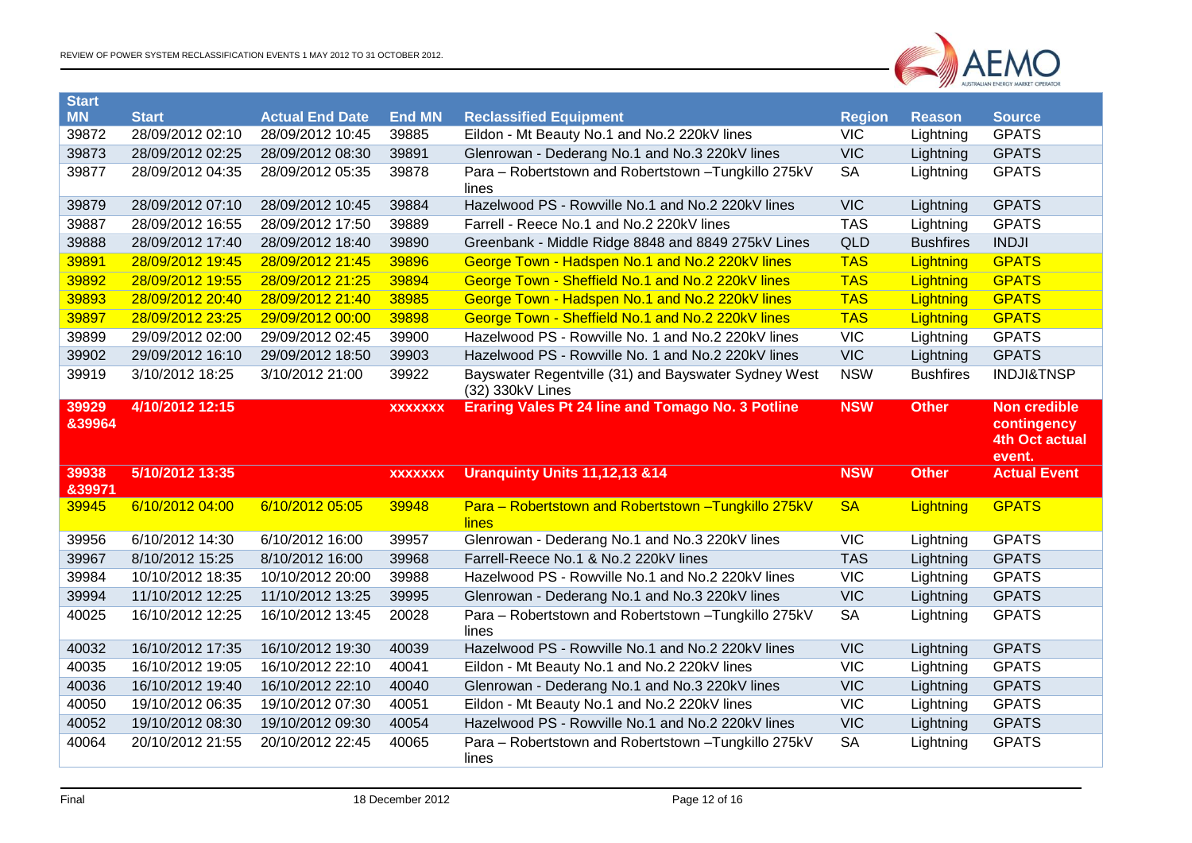| Start MN | Start | Actual End Date | End MN | Reclassified Equipment | Region | Reason | Source |
|---|---|---|---|---|---|---|---|
| 39872 | 28/09/2012 02:10 | 28/09/2012 10:45 | 39885 | Eildon - Mt Beauty No.1 and No.2 220kV lines | VIC | Lightning | GPATS |
| 39873 | 28/09/2012 02:25 | 28/09/2012 08:30 | 39891 | Glenrowan - Dederang No.1 and No.3 220kV lines | VIC | Lightning | GPATS |
| 39877 | 28/09/2012 04:35 | 28/09/2012 05:35 | 39878 | Para – Robertstown and Robertstown –Tungkillo 275kV lines | SA | Lightning | GPATS |
| 39879 | 28/09/2012 07:10 | 28/09/2012 10:45 | 39884 | Hazelwood PS - Rowville No.1 and No.2 220kV lines | VIC | Lightning | GPATS |
| 39887 | 28/09/2012 16:55 | 28/09/2012 17:50 | 39889 | Farrell - Reece No.1 and No.2 220kV lines | TAS | Lightning | GPATS |
| 39888 | 28/09/2012 17:40 | 28/09/2012 18:40 | 39890 | Greenbank - Middle Ridge 8848 and 8849 275kV Lines | QLD | Bushfires | INDJI |
| 39891 | 28/09/2012 19:45 | 28/09/2012 21:45 | 39896 | George Town - Hadspen No.1 and No.2 220kV lines | TAS | Lightning | GPATS |
| 39892 | 28/09/2012 19:55 | 28/09/2012 21:25 | 39894 | George Town - Sheffield No.1 and No.2 220kV lines | TAS | Lightning | GPATS |
| 39893 | 28/09/2012 20:40 | 28/09/2012 21:40 | 38985 | George Town - Hadspen No.1 and No.2 220kV lines | TAS | Lightning | GPATS |
| 39897 | 28/09/2012 23:25 | 29/09/2012 00:00 | 39898 | George Town - Sheffield No.1 and No.2 220kV lines | TAS | Lightning | GPATS |
| 39899 | 29/09/2012 02:00 | 29/09/2012 02:45 | 39900 | Hazelwood PS - Rowville No. 1 and No.2 220kV lines | VIC | Lightning | GPATS |
| 39902 | 29/09/2012 16:10 | 29/09/2012 18:50 | 39903 | Hazelwood PS - Rowville No. 1 and No.2 220kV lines | VIC | Lightning | GPATS |
| 39919 | 3/10/2012 18:25 | 3/10/2012 21:00 | 39922 | Bayswater Regentville (31) and Bayswater Sydney West (32) 330kV Lines | NSW | Bushfires | INDJI&TNSP |
| **39929 &39964** | **4/10/2012 12:15** | | **xxxxxxx** | **Eraring Vales Pt 24 line and Tomago No. 3 Potline** | **NSW** | **Other** | **Non credible contingency 4th Oct actual event.** |
| **39938 &39971** | **5/10/2012 13:35** | | **xxxxxxx** | **Uranquinty Units 11,12,13 &14** | **NSW** | **Other** | **Actual Event** |
| 39945 | 6/10/2012 04:00 | 6/10/2012 05:05 | 39948 | Para – Robertstown and Robertstown –Tungkillo 275kV lines | SA | Lightning | GPATS |
| 39956 | 6/10/2012 14:30 | 6/10/2012 16:00 | 39957 | Glenrowan - Dederang No.1 and No.3 220kV lines | VIC | Lightning | GPATS |
| 39967 | 8/10/2012 15:25 | 8/10/2012 16:00 | 39968 | Farrell-Reece No.1 & No.2 220kV lines | TAS | Lightning | GPATS |
| 39984 | 10/10/2012 18:35 | 10/10/2012 20:00 | 39988 | Hazelwood PS - Rowville No.1 and No.2 220kV lines | VIC | Lightning | GPATS |
| 39994 | 11/10/2012 12:25 | 11/10/2012 13:25 | 39995 | Glenrowan - Dederang No.1 and No.3 220kV lines | VIC | Lightning | GPATS |
| 40025 | 16/10/2012 12:25 | 16/10/2012 13:45 | 20028 | Para – Robertstown and Robertstown –Tungkillo 275kV lines | SA | Lightning | GPATS |
| 40032 | 16/10/2012 17:35 | 16/10/2012 19:30 | 40039 | Hazelwood PS - Rowville No.1 and No.2 220kV lines | VIC | Lightning | GPATS |
| 40035 | 16/10/2012 19:05 | 16/10/2012 22:10 | 40041 | Eildon - Mt Beauty No.1 and No.2 220kV lines | VIC | Lightning | GPATS |
| 40036 | 16/10/2012 19:40 | 16/10/2012 22:10 | 40040 | Glenrowan - Dederang No.1 and No.3 220kV lines | VIC | Lightning | GPATS |
| 40050 | 19/10/2012 06:35 | 19/10/2012 07:30 | 40051 | Eildon - Mt Beauty No.1 and No.2 220kV lines | VIC | Lightning | GPATS |
| 40052 | 19/10/2012 08:30 | 19/10/2012 09:30 | 40054 | Hazelwood PS - Rowville No.1 and No.2 220kV lines | VIC | Lightning | GPATS |
| 40064 | 20/10/2012 21:55 | 20/10/2012 22:45 | 40065 | Para – Robertstown and Robertstown –Tungkillo 275kV lines | SA | Lightning | GPATS |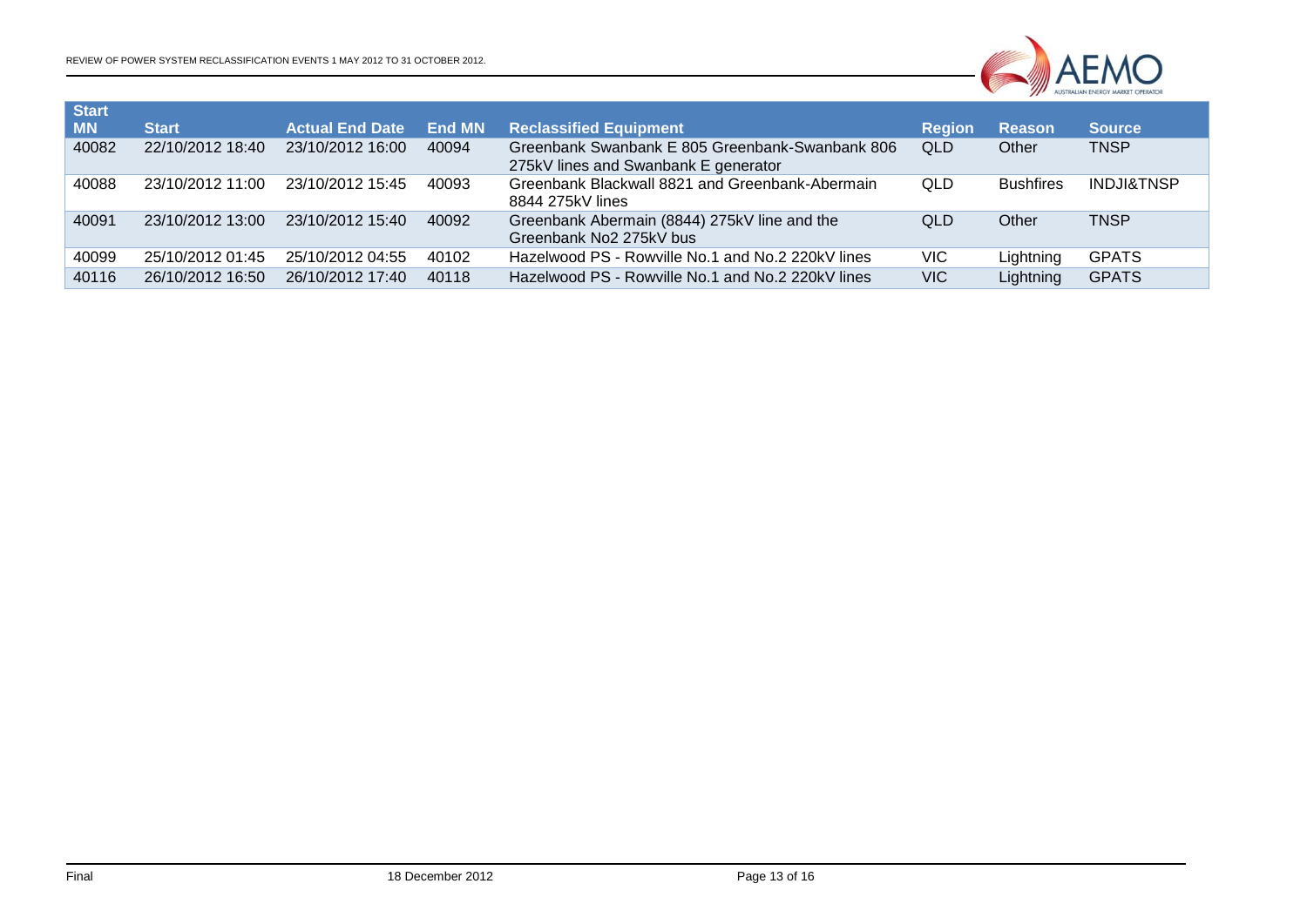| Start MN | Start | Actual End Date | End MN | Reclassified Equipment | Region | Reason | Source |
|---|---|---|---|---|---|---|---|
| 40082 | 22/10/2012 18:40 | 23/10/2012 16:00 | 40094 | Greenbank Swanbank E 805 Greenbank-Swanbank 806 275kV lines and Swanbank E generator | QLD | Other | TNSP |
| 40088 | 23/10/2012 11:00 | 23/10/2012 15:45 | 40093 | Greenbank Blackwall 8821 and Greenbank-Abermain 8844 275kV lines | QLD | Bushfires | INDJI&TNSP |
| 40091 | 23/10/2012 13:00 | 23/10/2012 15:40 | 40092 | Greenbank Abermain (8844) 275kV line and the Greenbank No2 275kV bus | QLD | Other | TNSP |
| 40099 | 25/10/2012 01:45 | 25/10/2012 04:55 | 40102 | Hazelwood PS - Rowville No.1 and No.2 220kV lines | VIC | Lightning | GPATS |
| 40116 | 26/10/2012 16:50 | 26/10/2012 17:40 | 40118 | Hazelwood PS - Rowville No.1 and No.2 220kV lines | VIC | Lightning | GPATS |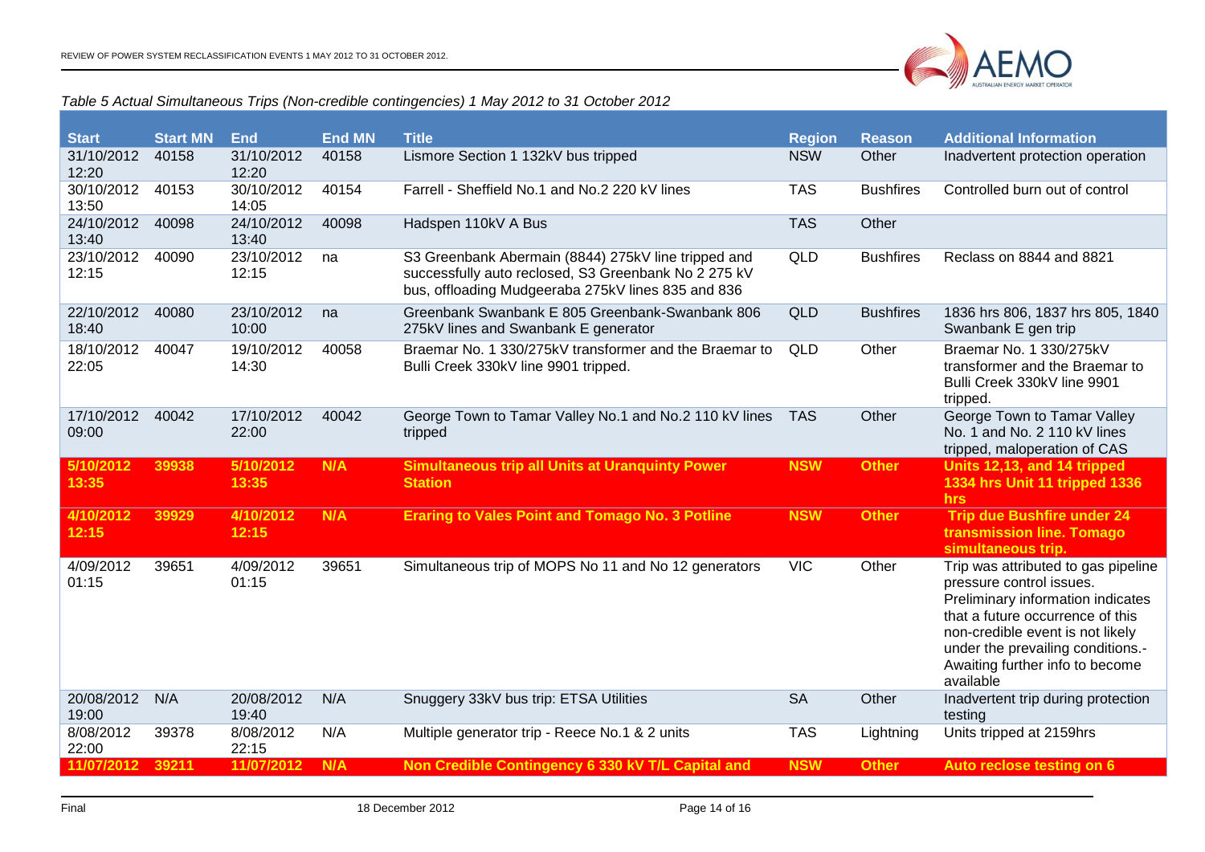*Table 5 Actual Simultaneous Trips (Non-credible contingencies) 1 May 2012 to 31 October 2012*

| Start | Start MN | End | End MN | Title | Region | Reason | Additional Information |
|---|---|---|---|---|---|---|---|
| 31/10/2012 12:20 | 40158 | 31/10/2012 12:20 | 40158 | Lismore Section 1 132kV bus tripped | NSW | Other | Inadvertent protection operation |
| 30/10/2012 13:50 | 40153 | 30/10/2012 14:05 | 40154 | Farrell - Sheffield No.1 and No.2 220 kV lines | TAS | Bushfires | Controlled burn out of control |
| 24/10/2012 13:40 | 40098 | 24/10/2012 13:40 | 40098 | Hadspen 110kV A Bus | TAS | Other | |
| 23/10/2012 12:15 | 40090 | 23/10/2012 12:15 | na | S3 Greenbank Abermain (8844) 275kV line tripped and successfully auto reclosed, S3 Greenbank No 2 275 kV bus, offloading Mudgeeraba 275kV lines 835 and 836 | QLD | Bushfires | Reclass on 8844 and 8821 |
| 22/10/2012 18:40 | 40080 | 23/10/2012 10:00 | na | Greenbank Swanbank E 805 Greenbank-Swanbank 806 275kV lines and Swanbank E generator | QLD | Bushfires | 1836 hrs 806, 1837 hrs 805, 1840 Swanbank E gen trip |
| 18/10/2012 22:05 | 40047 | 19/10/2012 14:30 | 40058 | Braemar No. 1 330/275kV transformer and the Braemar to Bulli Creek 330kV line 9901 tripped. | QLD | Other | Braemar No. 1 330/275kV transformer and the Braemar to Bulli Creek 330kV line 9901 tripped. |
| 17/10/2012 09:00 | 40042 | 17/10/2012 22:00 | 40042 | George Town to Tamar Valley No.1 and No.2 110 kV lines tripped | TAS | Other | George Town to Tamar Valley No. 1 and No. 2 110 kV lines tripped, maloperation of CAS |
| **5/10/2012 13:35** | **39938** | **5/10/2012 13:35** | **N/A** | **Simultaneous trip all Units at Uranquinty Power Station** | **NSW** | **Other** | **Units 12,13, and 14 tripped 1334 hrs Unit 11 tripped 1336 hrs** |
| **4/10/2012 12:15** | **39929** | **4/10/2012 12:15** | **N/A** | **Eraring to Vales Point and Tomago No. 3 Potline** | **NSW** | **Other** | **Trip due Bushfire under 24 transmission line. Tomago simultaneous trip.** |
| 4/09/2012 01:15 | 39651 | 4/09/2012 01:15 | 39651 | Simultaneous trip of MOPS No 11 and No 12 generators | VIC | Other | Trip was attributed to gas pipeline pressure control issues. Preliminary information indicates that a future occurrence of this non-credible event is not likely under the prevailing conditions.- Awaiting further info to become available |
| 20/08/2012 19:00 | N/A | 20/08/2012 19:40 | N/A | Snuggery 33kV bus trip: ETSA Utilities | SA | Other | Inadvertent trip during protection testing |
| 8/08/2012 22:00 | 39378 | 8/08/2012 22:15 | N/A | Multiple generator trip - Reece No.1 & 2 units | TAS | Lightning | Units tripped at 2159hrs |
| **11/07/2012** | **39211** | **11/07/2012** | **N/A** | **Non Credible Contingency 6 330 kV T/L Capital and** | **NSW** | **Other** | **Auto reclose testing on 6** |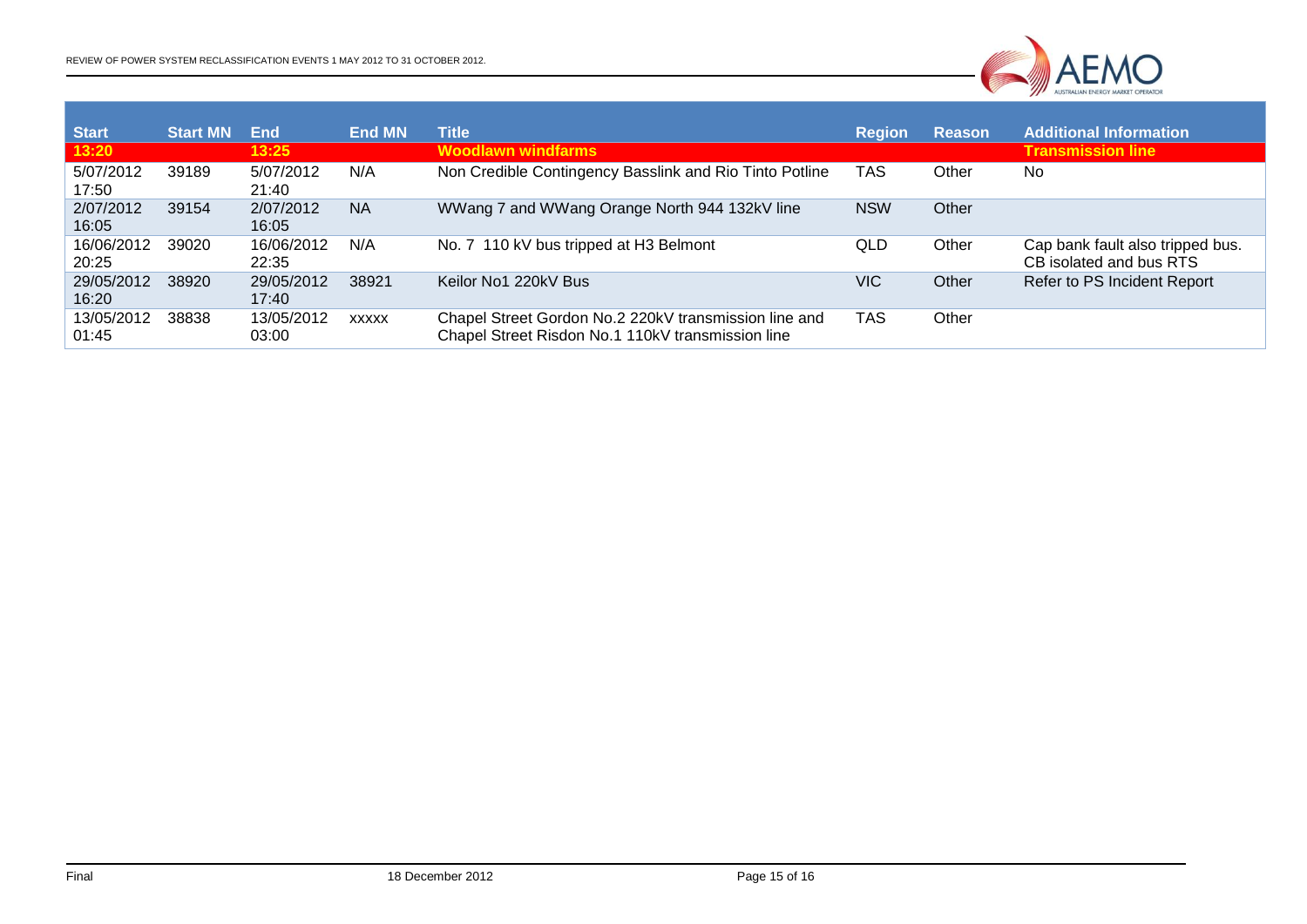| Start | Start MN | End | End MN | Title | Region | Reason | Additional Information |
|---|---|---|---|---|---|---|---|
| 13:20 | | 13:25 | | Woodlawn windfarms | | | Transmission line |
| 5/07/2012 17:50 | 39189 | 5/07/2012 21:40 | N/A | Non Credible Contingency Basslink and Rio Tinto Potline | TAS | Other | No |
| 2/07/2012 16:05 | 39154 | 2/07/2012 16:05 | NA | WWang 7 and WWang Orange North 944 132kV line | NSW | Other | |
| 16/06/2012 20:25 | 39020 | 16/06/2012 22:35 | N/A | No. 7 110 kV bus tripped at H3 Belmont | QLD | Other | Cap bank fault also tripped bus. CB isolated and bus RTS |
| 29/05/2012 16:20 | 38920 | 29/05/2012 17:40 | 38921 | Keilor No1 220kV Bus | VIC | Other | Refer to PS Incident Report |
| 13/05/2012 01:45 | 38838 | 13/05/2012 03:00 | xxxxx | Chapel Street Gordon No.2 220kV transmission line and Chapel Street Risdon No.1 110kV transmission line | TAS | Other | |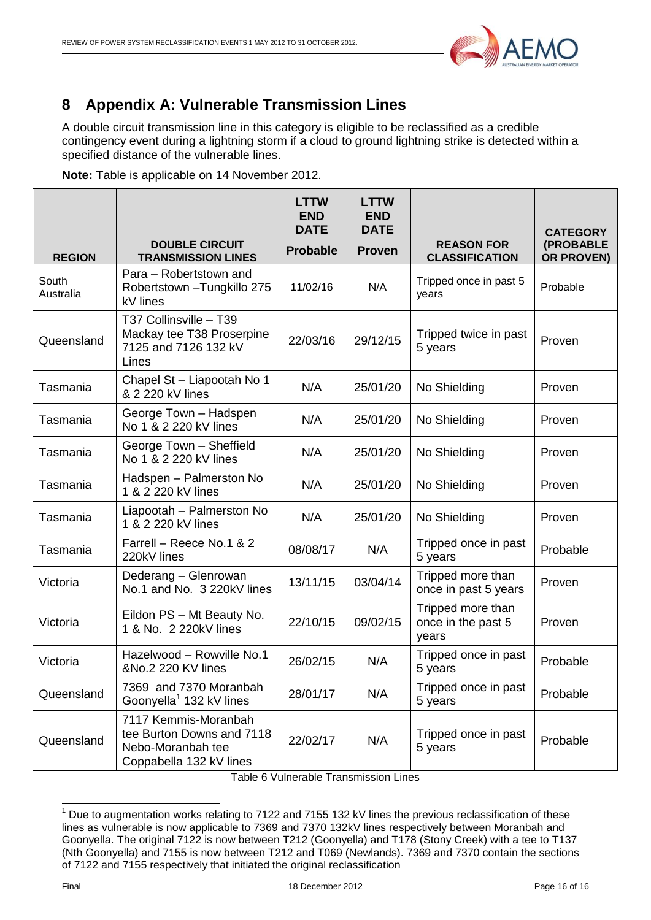# 8 Appendix A: Vulnerable Transmission Lines

A double circuit transmission line in this category is eligible to be reclassified as a credible contingency event during a lightning storm if a cloud to ground lightning strike is detected within a specified distance of the vulnerable lines.

**Note:** Table is applicable on 14 November 2012.

| REGION | DOUBLE CIRCUIT TRANSMISSION LINES | LTTW END DATE Probable | LTTW END DATE Proven | REASON FOR CLASSIFICATION | CATEGORY (PROBABLE OR PROVEN) |
|---|---|---|---|---|---|
| South Australia | Para – Robertstown and Robertstown –Tungkillo 275 kV lines | 11/02/16 | N/A | Tripped once in past 5 years | Probable |
| Queensland | T37 Collinsville – T39 Mackay tee T38 Proserpine 7125 and 7126 132 kV Lines | 22/03/16 | 29/12/15 | Tripped twice in past 5 years | Proven |
| Tasmania | Chapel St – Liapootah No 1 & 2 220 kV lines | N/A | 25/01/20 | No Shielding | Proven |
| Tasmania | George Town – Hadspen No 1 & 2 220 kV lines | N/A | 25/01/20 | No Shielding | Proven |
| Tasmania | George Town – Sheffield No 1 & 2 220 kV lines | N/A | 25/01/20 | No Shielding | Proven |
| Tasmania | Hadspen – Palmerston No 1 & 2 220 kV lines | N/A | 25/01/20 | No Shielding | Proven |
| Tasmania | Liapootah – Palmerston No 1 & 2 220 kV lines | N/A | 25/01/20 | No Shielding | Proven |
| Tasmania | Farrell – Reece No.1 & 2 220kV lines | 08/08/17 | N/A | Tripped once in past 5 years | Probable |
| Victoria | Dederang – Glenrowan No.1 and No. 3 220kV lines | 13/11/15 | 03/04/14 | Tripped more than once in past 5 years | Proven |
| Victoria | Eildon PS – Mt Beauty No. 1 & No. 2 220kV lines | 22/10/15 | 09/02/15 | Tripped more than once in the past 5 years | Proven |
| Victoria | Hazelwood – Rowville No.1 &No.2 220 KV lines | 26/02/15 | N/A | Tripped once in past 5 years | Probable |
| Queensland | 7369 and 7370 Moranbah Goonyella[1] 132 kV lines | 28/01/17 | N/A | Tripped once in past 5 years | Probable |
| Queensland | 7117 Kemmis-Moranbah tee Burton Downs and 7118 Nebo-Moranbah tee Coppabella 132 kV lines | 22/02/17 | N/A | Tripped once in past 5 years | Probable |

Table 6 Vulnerable Transmission Lines

[1] Due to augmentation works relating to 7122 and 7155 132 kV lines the previous reclassification of these lines as vulnerable is now applicable to 7369 and 7370 132kV lines respectively between Moranbah and Goonyella. The original 7122 is now between T212 (Goonyella) and T178 (Stony Creek) with a tee to T137 (Nth Goonyella) and 7155 is now between T212 and T069 (Newlands). 7369 and 7370 contain the sections of 7122 and 7155 respectively that initiated the original reclassification